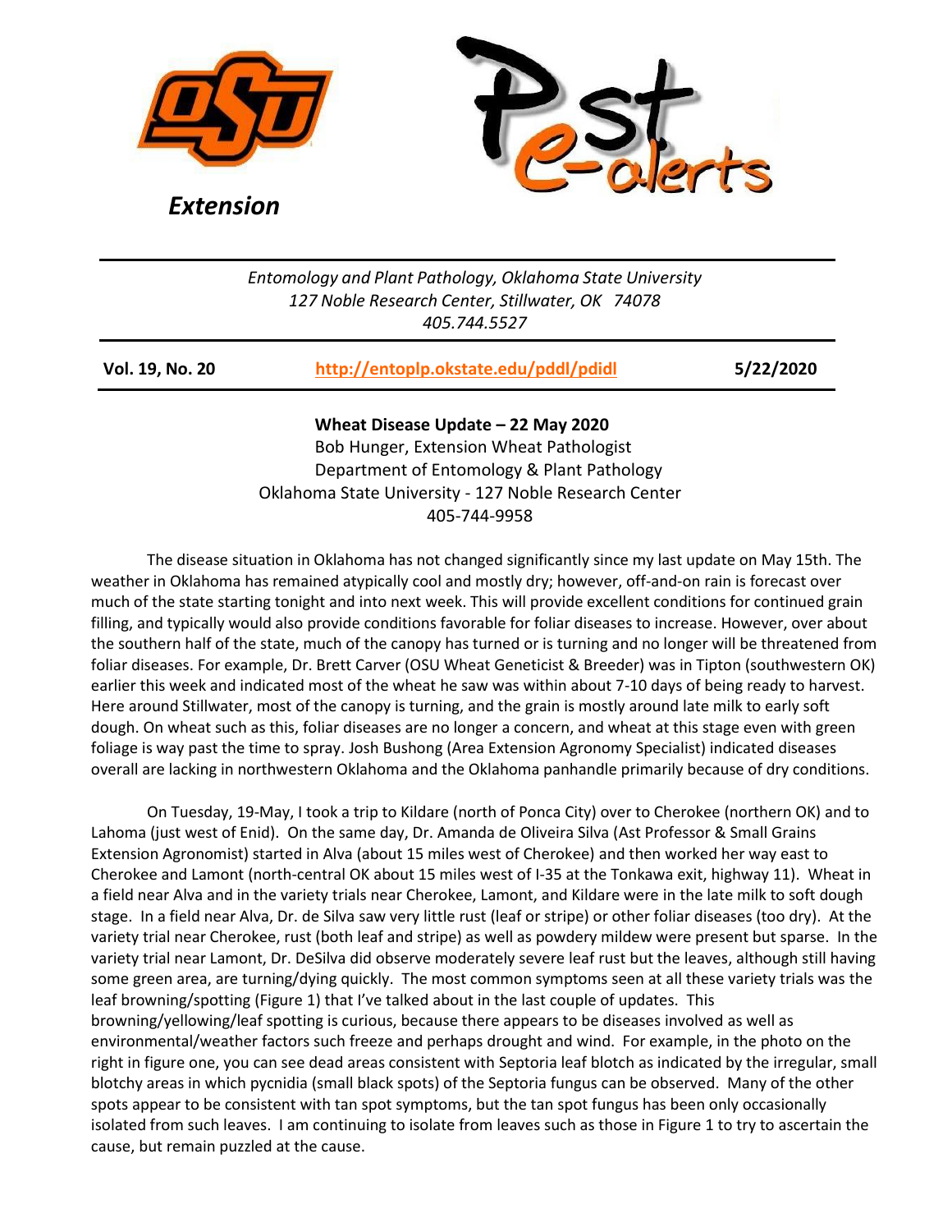*Extension*

*Entomology and Plant Pathology, Oklahoma State University*
*127 Noble Research Center, Stillwater, OK 74078*
*405.744.5527*

**Vol. 19, No. 20** **http://entoplp.okstate.edu/pddl/pdidl** **5/22/2020**

## Wheat Disease Update – 22 May 2020

Bob Hunger, Extension Wheat Pathologist
Department of Entomology & Plant Pathology
Oklahoma State University - 127 Noble Research Center
405-744-9958

The disease situation in Oklahoma has not changed significantly since my last update on May 15th. The weather in Oklahoma has remained atypically cool and mostly dry; however, off-and-on rain is forecast over much of the state starting tonight and into next week. This will provide excellent conditions for continued grain filling, and typically would also provide conditions favorable for foliar diseases to increase. However, over about the southern half of the state, much of the canopy has turned or is turning and no longer will be threatened from foliar diseases. For example, Dr. Brett Carver (OSU Wheat Geneticist & Breeder) was in Tipton (southwestern OK) earlier this week and indicated most of the wheat he saw was within about 7-10 days of being ready to harvest. Here around Stillwater, most of the canopy is turning, and the grain is mostly around late milk to early soft dough. On wheat such as this, foliar diseases are no longer a concern, and wheat at this stage even with green foliage is way past the time to spray. Josh Bushong (Area Extension Agronomy Specialist) indicated diseases overall are lacking in northwestern Oklahoma and the Oklahoma panhandle primarily because of dry conditions.

On Tuesday, 19-May, I took a trip to Kildare (north of Ponca City) over to Cherokee (northern OK) and to Lahoma (just west of Enid). On the same day, Dr. Amanda de Oliveira Silva (Ast Professor & Small Grains Extension Agronomist) started in Alva (about 15 miles west of Cherokee) and then worked her way east to Cherokee and Lamont (north-central OK about 15 miles west of I-35 at the Tonkawa exit, highway 11). Wheat in a field near Alva and in the variety trials near Cherokee, Lamont, and Kildare were in the late milk to soft dough stage. In a field near Alva, Dr. de Silva saw very little rust (leaf or stripe) or other foliar diseases (too dry). At the variety trial near Cherokee, rust (both leaf and stripe) as well as powdery mildew were present but sparse. In the variety trial near Lamont, Dr. DeSilva did observe moderately severe leaf rust but the leaves, although still having some green area, are turning/dying quickly. The most common symptoms seen at all these variety trials was the leaf browning/spotting (Figure 1) that I've talked about in the last couple of updates. This browning/yellowing/leaf spotting is curious, because there appears to be diseases involved as well as environmental/weather factors such freeze and perhaps drought and wind. For example, in the photo on the right in figure one, you can see dead areas consistent with Septoria leaf blotch as indicated by the irregular, small blotchy areas in which pycnidia (small black spots) of the Septoria fungus can be observed. Many of the other spots appear to be consistent with tan spot symptoms, but the tan spot fungus has been only occasionally isolated from such leaves. I am continuing to isolate from leaves such as those in Figure 1 to try to ascertain the cause, but remain puzzled at the cause.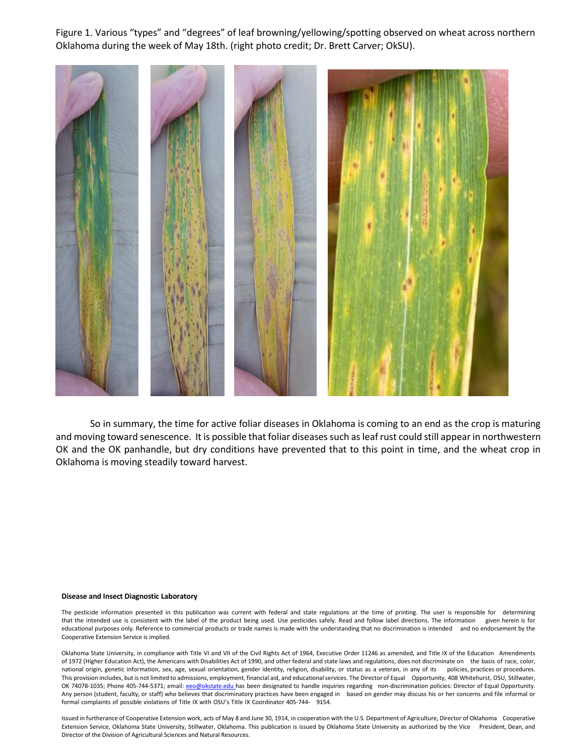Figure 1. Various "types" and "degrees" of leaf browning/yellowing/spotting observed on wheat across northern Oklahoma during the week of May 18th. (right photo credit; Dr. Brett Carver; OkSU).

So in summary, the time for active foliar diseases in Oklahoma is coming to an end as the crop is maturing and moving toward senescence. It is possible that foliar diseases such as leaf rust could still appear in northwestern OK and the OK panhandle, but dry conditions have prevented that to this point in time, and the wheat crop in Oklahoma is moving steadily toward harvest.

**Disease and Insect Diagnostic Laboratory**

The pesticide information presented in this publication was current with federal and state regulations at the time of printing. The user is responsible for determining that the intended use is consistent with the label of the product being used. Use pesticides safely. Read and follow label directions. The information given herein is for educational purposes only. Reference to commercial products or trade names is made with the understanding that no discrimination is intended and no endorsement by the Cooperative Extension Service is implied.

Oklahoma State University, in compliance with Title VI and VII of the Civil Rights Act of 1964, Executive Order 11246 as amended, and Title IX of the Education Amendments of 1972 (Higher Education Act), the Americans with Disabilities Act of 1990, and other federal and state laws and regulations, does not discriminate on the basis of race, color, national origin, genetic information, sex, age, sexual orientation, gender identity, religion, disability, or status as a veteran, in any of its policies, practices or procedures. This provision includes, but is not limited to admissions, employment, financial aid, and educational services. The Director of Equal Opportunity, 408 Whitehurst, OSU, Stillwater, OK 74078-1035; Phone 405-744-5371; email: eeo@okstate.edu has been designated to handle inquiries regarding non-discrimination policies: Director of Equal Opportunity. Any person (student, faculty, or staff) who believes that discriminatory practices have been engaged in based on gender may discuss his or her concerns and file informal or formal complaints of possible violations of Title IX with OSU's Title IX Coordinator 405-744- 9154.

Issued in furtherance of Cooperative Extension work, acts of May 8 and June 30, 1914, in cooperation with the U.S. Department of Agriculture, Director of Oklahoma Cooperative Extension Service, Oklahoma State University, Stillwater, Oklahoma. This publication is issued by Oklahoma State University as authorized by the Vice President, Dean, and Director of the Division of Agricultural Sciences and Natural Resources.